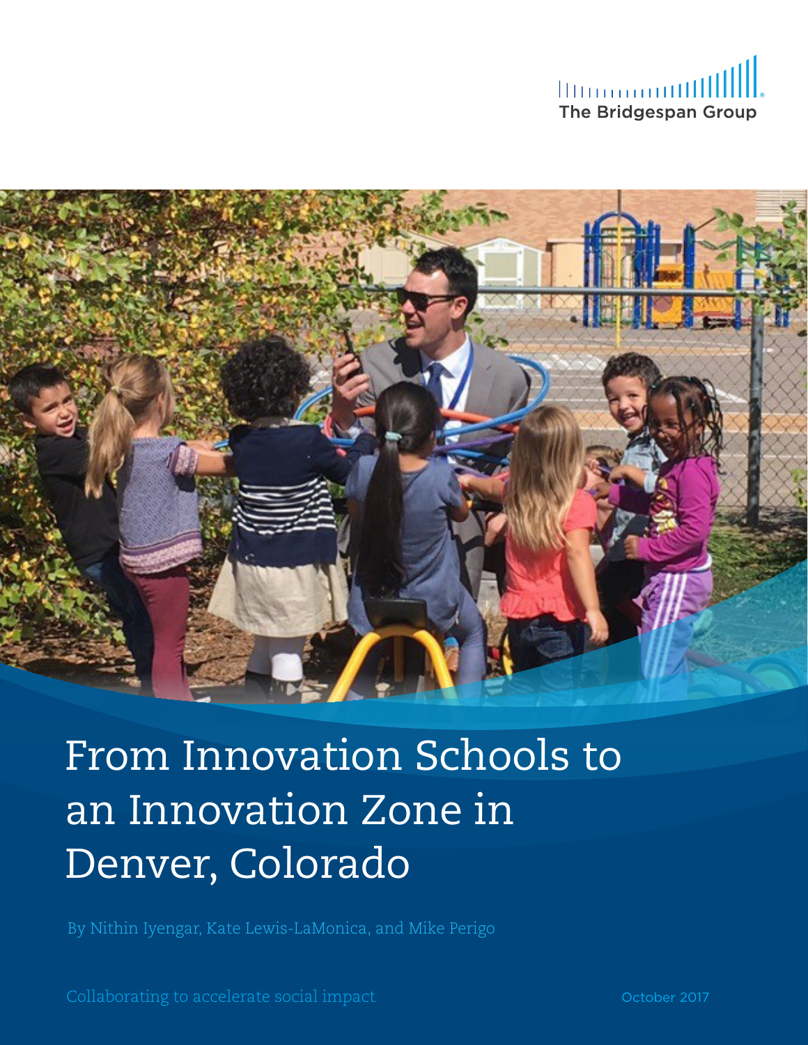The Bridgespan Group

# From Innovation Schools to an Innovation Zone in Denver, Colorado

By Nithin Iyengar, Kate Lewis-LaMonica, and Mike Perigo

Collaborating to accelerate social impact

October 2017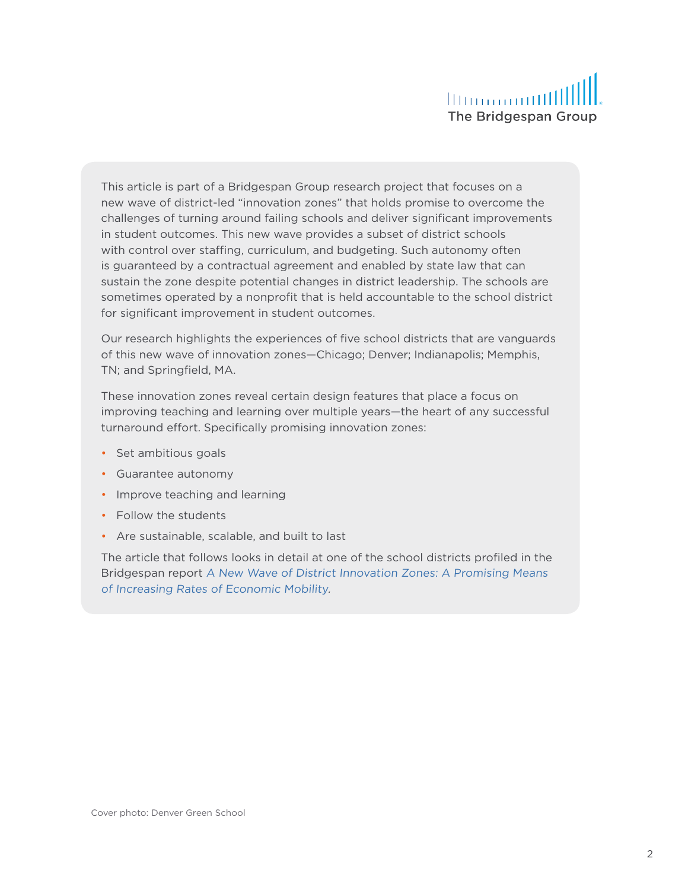This article is part of a Bridgespan Group research project that focuses on a new wave of district-led "innovation zones" that holds promise to overcome the challenges of turning around failing schools and deliver significant improvements in student outcomes. This new wave provides a subset of district schools with control over staffing, curriculum, and budgeting. Such autonomy often is guaranteed by a contractual agreement and enabled by state law that can sustain the zone despite potential changes in district leadership. The schools are sometimes operated by a nonprofit that is held accountable to the school district for significant improvement in student outcomes.

Our research highlights the experiences of five school districts that are vanguards of this new wave of innovation zones—Chicago; Denver; Indianapolis; Memphis, TN; and Springfield, MA.

These innovation zones reveal certain design features that place a focus on improving teaching and learning over multiple years—the heart of any successful turnaround effort. Specifically promising innovation zones:

- Set ambitious goals
- Guarantee autonomy
- Improve teaching and learning
- Follow the students
- Are sustainable, scalable, and built to last

The article that follows looks in detail at one of the school districts profiled in the Bridgespan report *A New Wave of District Innovation Zones: A Promising Means of Increasing Rates of Economic Mobility*.

Cover photo: Denver Green School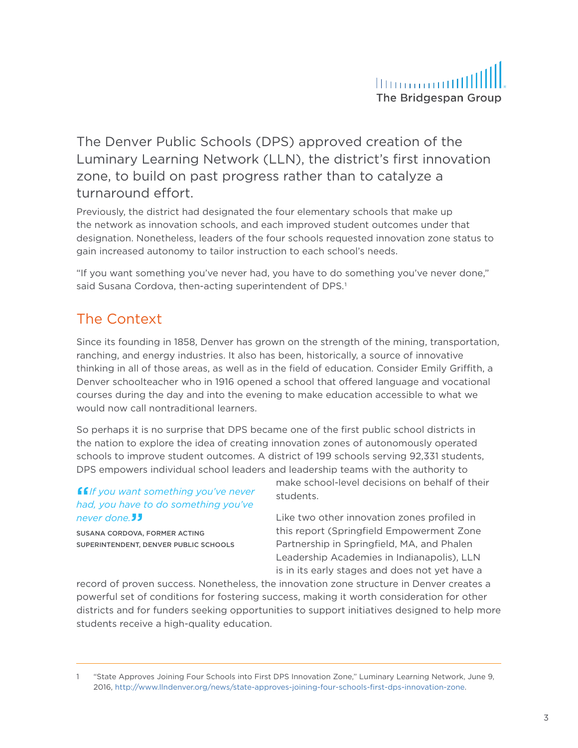The Denver Public Schools (DPS) approved creation of the Luminary Learning Network (LLN), the district's first innovation zone, to build on past progress rather than to catalyze a turnaround effort.

Previously, the district had designated the four elementary schools that make up the network as innovation schools, and each improved student outcomes under that designation. Nonetheless, leaders of the four schools requested innovation zone status to gain increased autonomy to tailor instruction to each school's needs.

"If you want something you've never had, you have to do something you've never done," said Susana Cordova, then-acting superintendent of DPS.[1]

## The Context

Since its founding in 1858, Denver has grown on the strength of the mining, transportation, ranching, and energy industries. It also has been, historically, a source of innovative thinking in all of those areas, as well as in the field of education. Consider Emily Griffith, a Denver schoolteacher who in 1916 opened a school that offered language and vocational courses during the day and into the evening to make education accessible to what we would now call nontraditional learners.

So perhaps it is no surprise that DPS became one of the first public school districts in the nation to explore the idea of creating innovation zones of autonomously operated schools to improve student outcomes. A district of 199 schools serving 92,331 students, DPS empowers individual school leaders and leadership teams with the authority to make school-level decisions on behalf of their students.

> *"If you want something you've never had, you have to do something you've never done."*
>
> SUSANA CORDOVA, FORMER ACTING SUPERINTENDENT, DENVER PUBLIC SCHOOLS

Like two other innovation zones profiled in this report (Springfield Empowerment Zone Partnership in Springfield, MA, and Phalen Leadership Academies in Indianapolis), LLN is in its early stages and does not yet have a record of proven success. Nonetheless, the innovation zone structure in Denver creates a powerful set of conditions for fostering success, making it worth consideration for other districts and for funders seeking opportunities to support initiatives designed to help more students receive a high-quality education.

---

1 "State Approves Joining Four Schools into First DPS Innovation Zone," Luminary Learning Network, June 9, 2016, http://www.llndenver.org/news/state-approves-joining-four-schools-first-dps-innovation-zone.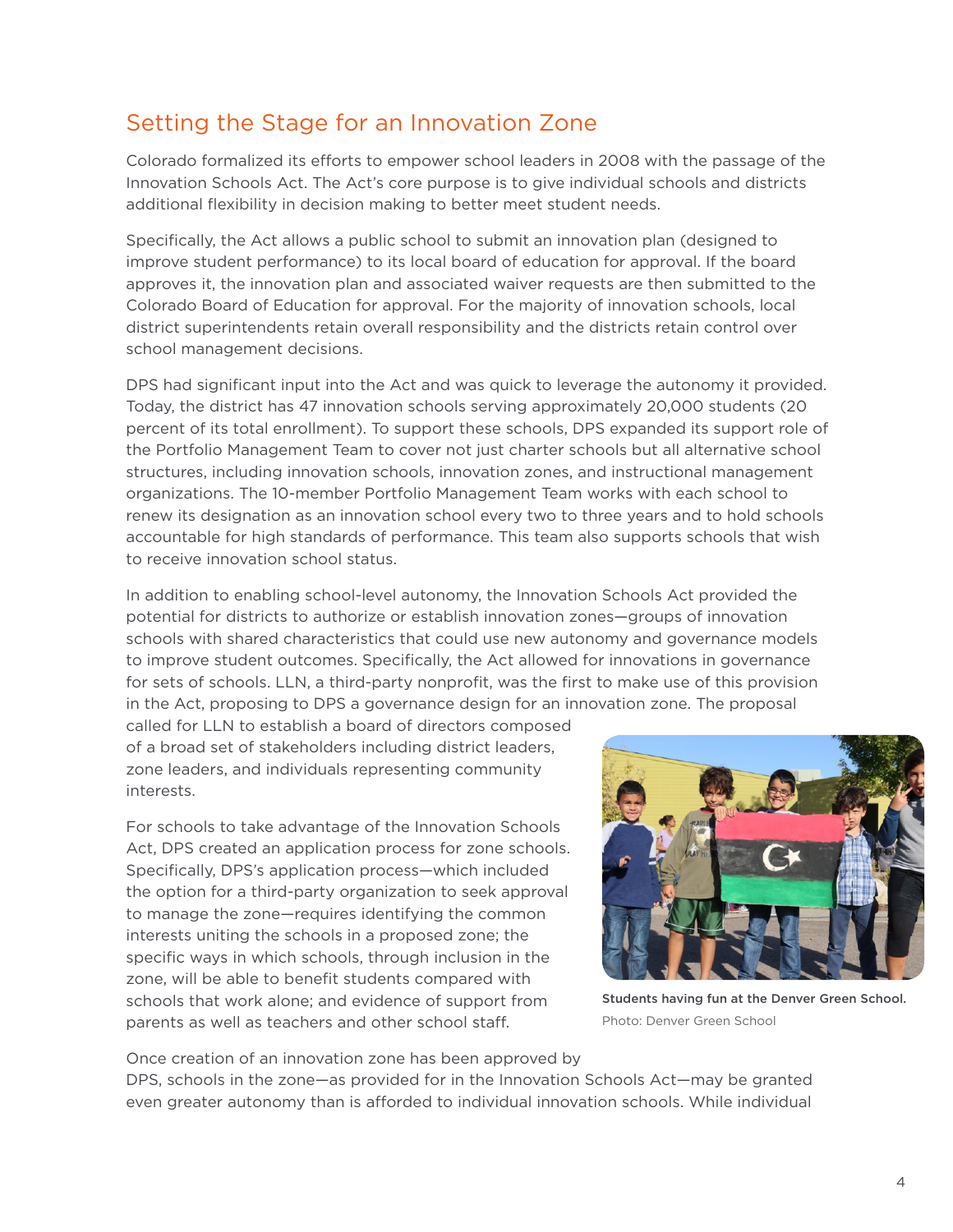## Setting the Stage for an Innovation Zone

Colorado formalized its efforts to empower school leaders in 2008 with the passage of the Innovation Schools Act. The Act's core purpose is to give individual schools and districts additional flexibility in decision making to better meet student needs.

Specifically, the Act allows a public school to submit an innovation plan (designed to improve student performance) to its local board of education for approval. If the board approves it, the innovation plan and associated waiver requests are then submitted to the Colorado Board of Education for approval. For the majority of innovation schools, local district superintendents retain overall responsibility and the districts retain control over school management decisions.

DPS had significant input into the Act and was quick to leverage the autonomy it provided. Today, the district has 47 innovation schools serving approximately 20,000 students (20 percent of its total enrollment). To support these schools, DPS expanded its support role of the Portfolio Management Team to cover not just charter schools but all alternative school structures, including innovation schools, innovation zones, and instructional management organizations. The 10-member Portfolio Management Team works with each school to renew its designation as an innovation school every two to three years and to hold schools accountable for high standards of performance. This team also supports schools that wish to receive innovation school status.

In addition to enabling school-level autonomy, the Innovation Schools Act provided the potential for districts to authorize or establish innovation zones—groups of innovation schools with shared characteristics that could use new autonomy and governance models to improve student outcomes. Specifically, the Act allowed for innovations in governance for sets of schools. LLN, a third-party nonprofit, was the first to make use of this provision in the Act, proposing to DPS a governance design for an innovation zone. The proposal called for LLN to establish a board of directors composed of a broad set of stakeholders including district leaders, zone leaders, and individuals representing community interests.

For schools to take advantage of the Innovation Schools Act, DPS created an application process for zone schools. Specifically, DPS's application process—which included the option for a third-party organization to seek approval to manage the zone—requires identifying the common interests uniting the schools in a proposed zone; the specific ways in which schools, through inclusion in the zone, will be able to benefit students compared with schools that work alone; and evidence of support from parents as well as teachers and other school staff.

**Students having fun at the Denver Green School.**
Photo: Denver Green School

Once creation of an innovation zone has been approved by DPS, schools in the zone—as provided for in the Innovation Schools Act—may be granted even greater autonomy than is afforded to individual innovation schools. While individual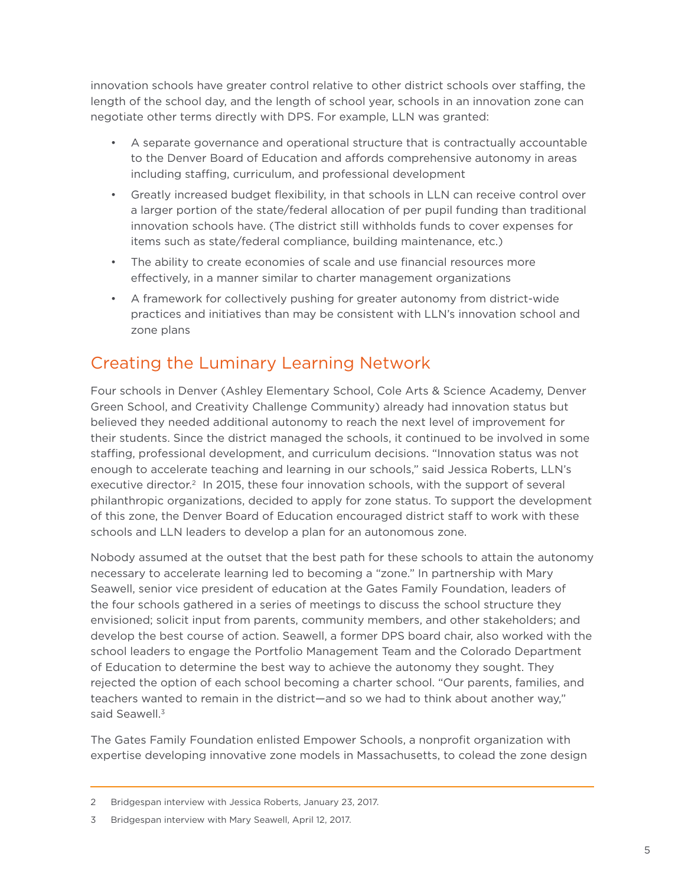innovation schools have greater control relative to other district schools over staffing, the length of the school day, and the length of school year, schools in an innovation zone can negotiate other terms directly with DPS. For example, LLN was granted:

- A separate governance and operational structure that is contractually accountable to the Denver Board of Education and affords comprehensive autonomy in areas including staffing, curriculum, and professional development
- Greatly increased budget flexibility, in that schools in LLN can receive control over a larger portion of the state/federal allocation of per pupil funding than traditional innovation schools have. (The district still withholds funds to cover expenses for items such as state/federal compliance, building maintenance, etc.)
- The ability to create economies of scale and use financial resources more effectively, in a manner similar to charter management organizations
- A framework for collectively pushing for greater autonomy from district-wide practices and initiatives than may be consistent with LLN's innovation school and zone plans

## Creating the Luminary Learning Network

Four schools in Denver (Ashley Elementary School, Cole Arts & Science Academy, Denver Green School, and Creativity Challenge Community) already had innovation status but believed they needed additional autonomy to reach the next level of improvement for their students. Since the district managed the schools, it continued to be involved in some staffing, professional development, and curriculum decisions. "Innovation status was not enough to accelerate teaching and learning in our schools," said Jessica Roberts, LLN's executive director.[2] In 2015, these four innovation schools, with the support of several philanthropic organizations, decided to apply for zone status. To support the development of this zone, the Denver Board of Education encouraged district staff to work with these schools and LLN leaders to develop a plan for an autonomous zone.

Nobody assumed at the outset that the best path for these schools to attain the autonomy necessary to accelerate learning led to becoming a "zone." In partnership with Mary Seawell, senior vice president of education at the Gates Family Foundation, leaders of the four schools gathered in a series of meetings to discuss the school structure they envisioned; solicit input from parents, community members, and other stakeholders; and develop the best course of action. Seawell, a former DPS board chair, also worked with the school leaders to engage the Portfolio Management Team and the Colorado Department of Education to determine the best way to achieve the autonomy they sought. They rejected the option of each school becoming a charter school. "Our parents, families, and teachers wanted to remain in the district—and so we had to think about another way," said Seawell.[3]

The Gates Family Foundation enlisted Empower Schools, a nonprofit organization with expertise developing innovative zone models in Massachusetts, to colead the zone design

---

2 Bridgespan interview with Jessica Roberts, January 23, 2017.

3 Bridgespan interview with Mary Seawell, April 12, 2017.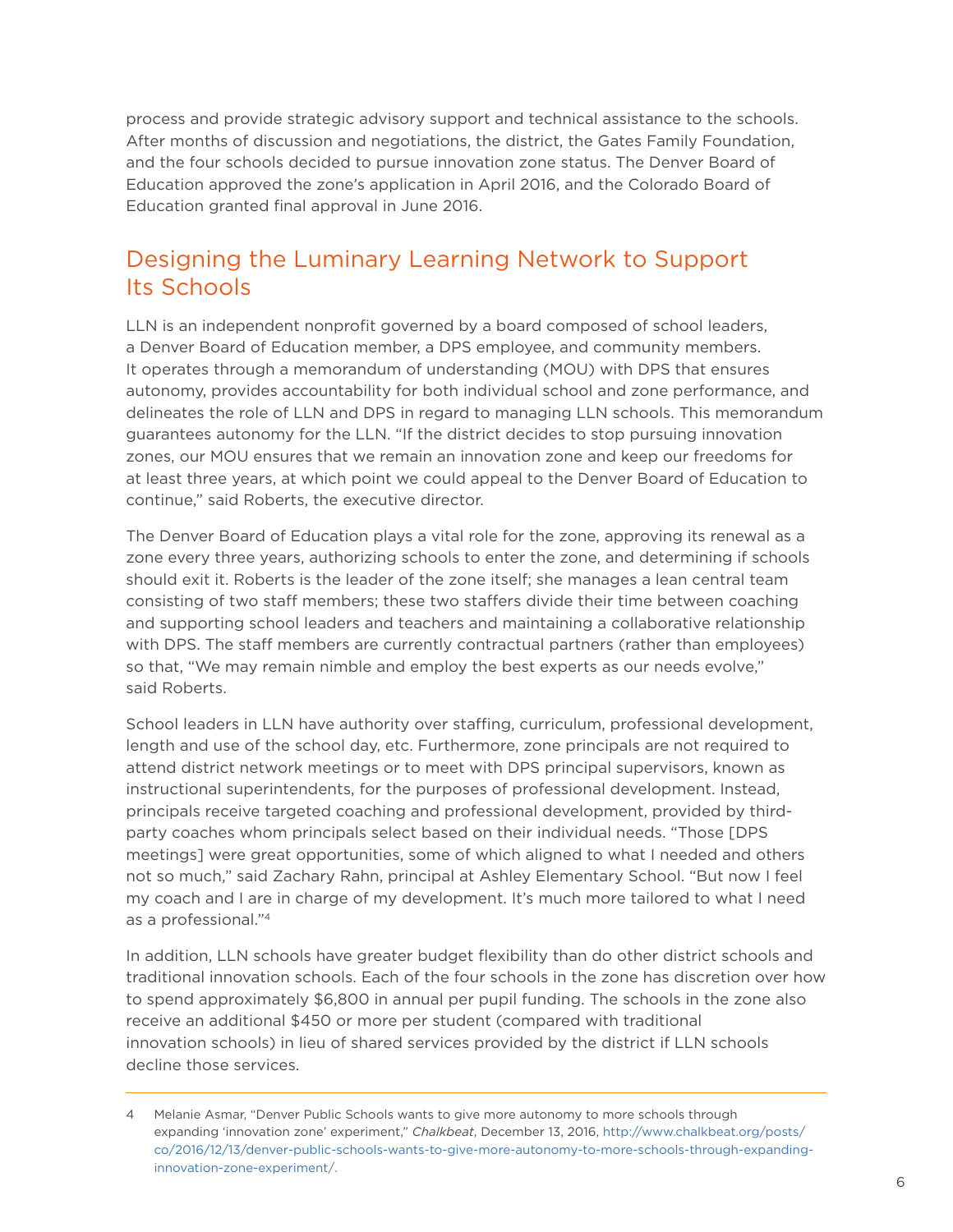process and provide strategic advisory support and technical assistance to the schools. After months of discussion and negotiations, the district, the Gates Family Foundation, and the four schools decided to pursue innovation zone status. The Denver Board of Education approved the zone's application in April 2016, and the Colorado Board of Education granted final approval in June 2016.

## Designing the Luminary Learning Network to Support Its Schools

LLN is an independent nonprofit governed by a board composed of school leaders, a Denver Board of Education member, a DPS employee, and community members. It operates through a memorandum of understanding (MOU) with DPS that ensures autonomy, provides accountability for both individual school and zone performance, and delineates the role of LLN and DPS in regard to managing LLN schools. This memorandum guarantees autonomy for the LLN. "If the district decides to stop pursuing innovation zones, our MOU ensures that we remain an innovation zone and keep our freedoms for at least three years, at which point we could appeal to the Denver Board of Education to continue," said Roberts, the executive director.

The Denver Board of Education plays a vital role for the zone, approving its renewal as a zone every three years, authorizing schools to enter the zone, and determining if schools should exit it. Roberts is the leader of the zone itself; she manages a lean central team consisting of two staff members; these two staffers divide their time between coaching and supporting school leaders and teachers and maintaining a collaborative relationship with DPS. The staff members are currently contractual partners (rather than employees) so that, "We may remain nimble and employ the best experts as our needs evolve," said Roberts.

School leaders in LLN have authority over staffing, curriculum, professional development, length and use of the school day, etc. Furthermore, zone principals are not required to attend district network meetings or to meet with DPS principal supervisors, known as instructional superintendents, for the purposes of professional development. Instead, principals receive targeted coaching and professional development, provided by third-party coaches whom principals select based on their individual needs. "Those [DPS meetings] were great opportunities, some of which aligned to what I needed and others not so much," said Zachary Rahn, principal at Ashley Elementary School. "But now I feel my coach and I are in charge of my development. It's much more tailored to what I need as a professional."[4]

In addition, LLN schools have greater budget flexibility than do other district schools and traditional innovation schools. Each of the four schools in the zone has discretion over how to spend approximately $6,800 in annual per pupil funding. The schools in the zone also receive an additional $450 or more per student (compared with traditional innovation schools) in lieu of shared services provided by the district if LLN schools decline those services.

---

4 Melanie Asmar, "Denver Public Schools wants to give more autonomy to more schools through expanding 'innovation zone' experiment," *Chalkbeat*, December 13, 2016, http://www.chalkbeat.org/posts/co/2016/12/13/denver-public-schools-wants-to-give-more-autonomy-to-more-schools-through-expanding-innovation-zone-experiment/.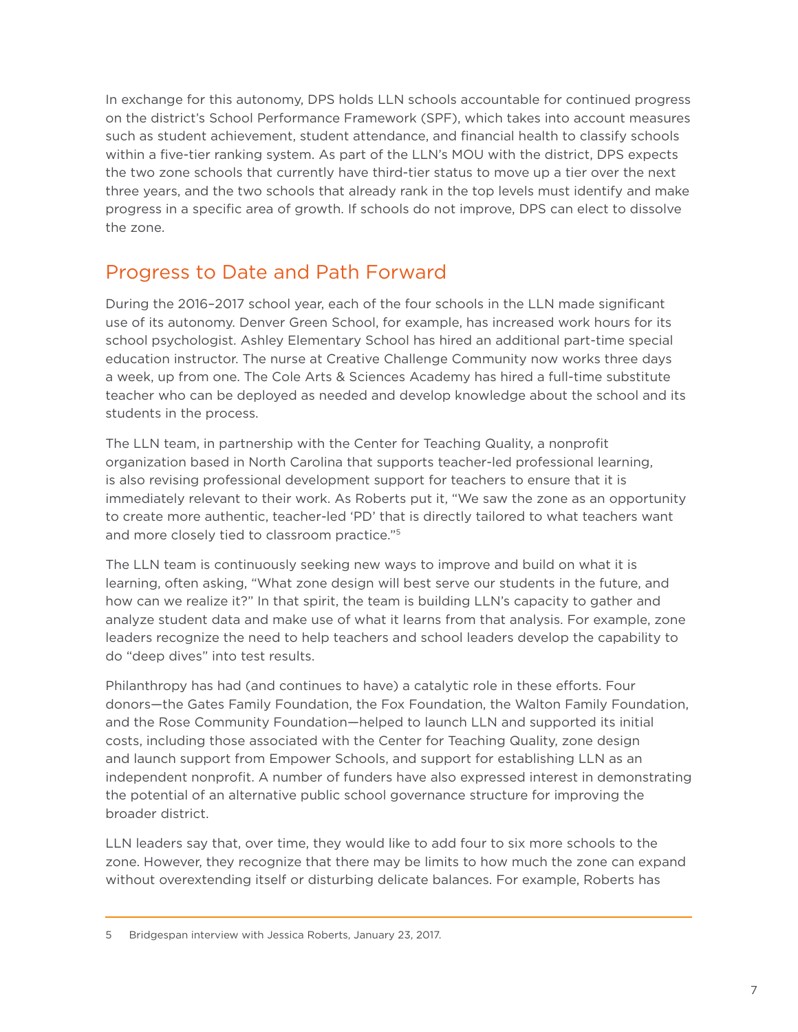In exchange for this autonomy, DPS holds LLN schools accountable for continued progress on the district's School Performance Framework (SPF), which takes into account measures such as student achievement, student attendance, and financial health to classify schools within a five-tier ranking system. As part of the LLN's MOU with the district, DPS expects the two zone schools that currently have third-tier status to move up a tier over the next three years, and the two schools that already rank in the top levels must identify and make progress in a specific area of growth. If schools do not improve, DPS can elect to dissolve the zone.

## Progress to Date and Path Forward

During the 2016–2017 school year, each of the four schools in the LLN made significant use of its autonomy. Denver Green School, for example, has increased work hours for its school psychologist. Ashley Elementary School has hired an additional part-time special education instructor. The nurse at Creative Challenge Community now works three days a week, up from one. The Cole Arts & Sciences Academy has hired a full-time substitute teacher who can be deployed as needed and develop knowledge about the school and its students in the process.

The LLN team, in partnership with the Center for Teaching Quality, a nonprofit organization based in North Carolina that supports teacher-led professional learning, is also revising professional development support for teachers to ensure that it is immediately relevant to their work. As Roberts put it, "We saw the zone as an opportunity to create more authentic, teacher-led 'PD' that is directly tailored to what teachers want and more closely tied to classroom practice."[5]

The LLN team is continuously seeking new ways to improve and build on what it is learning, often asking, "What zone design will best serve our students in the future, and how can we realize it?" In that spirit, the team is building LLN's capacity to gather and analyze student data and make use of what it learns from that analysis. For example, zone leaders recognize the need to help teachers and school leaders develop the capability to do "deep dives" into test results.

Philanthropy has had (and continues to have) a catalytic role in these efforts. Four donors—the Gates Family Foundation, the Fox Foundation, the Walton Family Foundation, and the Rose Community Foundation—helped to launch LLN and supported its initial costs, including those associated with the Center for Teaching Quality, zone design and launch support from Empower Schools, and support for establishing LLN as an independent nonprofit. A number of funders have also expressed interest in demonstrating the potential of an alternative public school governance structure for improving the broader district.

LLN leaders say that, over time, they would like to add four to six more schools to the zone. However, they recognize that there may be limits to how much the zone can expand without overextending itself or disturbing delicate balances. For example, Roberts has

---

5 Bridgespan interview with Jessica Roberts, January 23, 2017.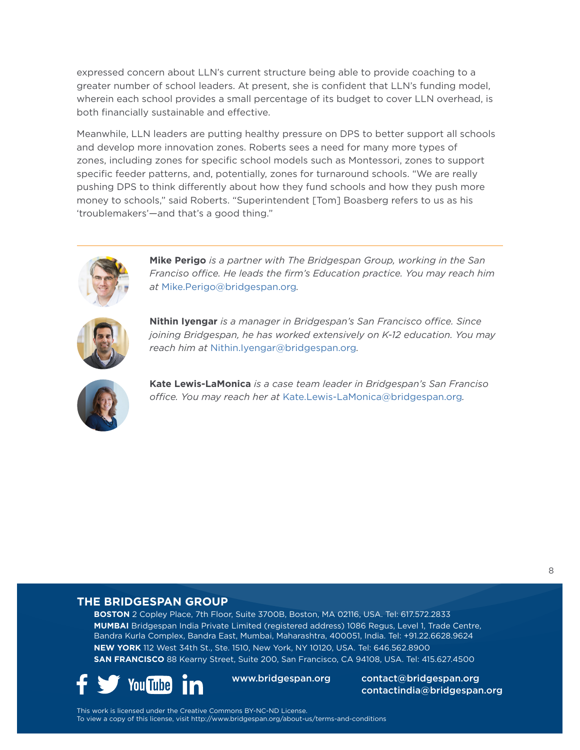expressed concern about LLN's current structure being able to provide coaching to a greater number of school leaders. At present, she is confident that LLN's funding model, wherein each school provides a small percentage of its budget to cover LLN overhead, is both financially sustainable and effective.

Meanwhile, LLN leaders are putting healthy pressure on DPS to better support all schools and develop more innovation zones. Roberts sees a need for many more types of zones, including zones for specific school models such as Montessori, zones to support specific feeder patterns, and, potentially, zones for turnaround schools. "We are really pushing DPS to think differently about how they fund schools and how they push more money to schools," said Roberts. "Superintendent [Tom] Boasberg refers to us as his 'troublemakers'—and that's a good thing."

---

**Mike Perigo** *is a partner with The Bridgespan Group, working in the San Francisco office. He leads the firm's Education practice. You may reach him at* Mike.Perigo@bridgespan.org.

**Nithin Iyengar** *is a manager in Bridgespan's San Francisco office. Since joining Bridgespan, he has worked extensively on K-12 education. You may reach him at* Nithin.Iyengar@bridgespan.org.

**Kate Lewis-LaMonica** *is a case team leader in Bridgespan's San Franciso office. You may reach her at* Kate.Lewis-LaMonica@bridgespan.org.

**THE BRIDGESPAN GROUP**

**BOSTON** 2 Copley Place, 7th Floor, Suite 3700B, Boston, MA 02116, USA. Tel: 617.572.2833
**MUMBAI** Bridgespan India Private Limited (registered address) 1086 Regus, Level 1, Trade Centre, Bandra Kurla Complex, Bandra East, Mumbai, Maharashtra, 400051, India. Tel: +91.22.6628.9624
**NEW YORK** 112 West 34th St., Ste. 1510, New York, NY 10120, USA. Tel: 646.562.8900
**SAN FRANCISCO** 88 Kearny Street, Suite 200, San Francisco, CA 94108, USA. Tel: 415.627.4500

www.bridgespan.org

contact@bridgespan.org
contactindia@bridgespan.org

This work is licensed under the Creative Commons BY-NC-ND License.
To view a copy of this license, visit http://www.bridgespan.org/about-us/terms-and-conditions